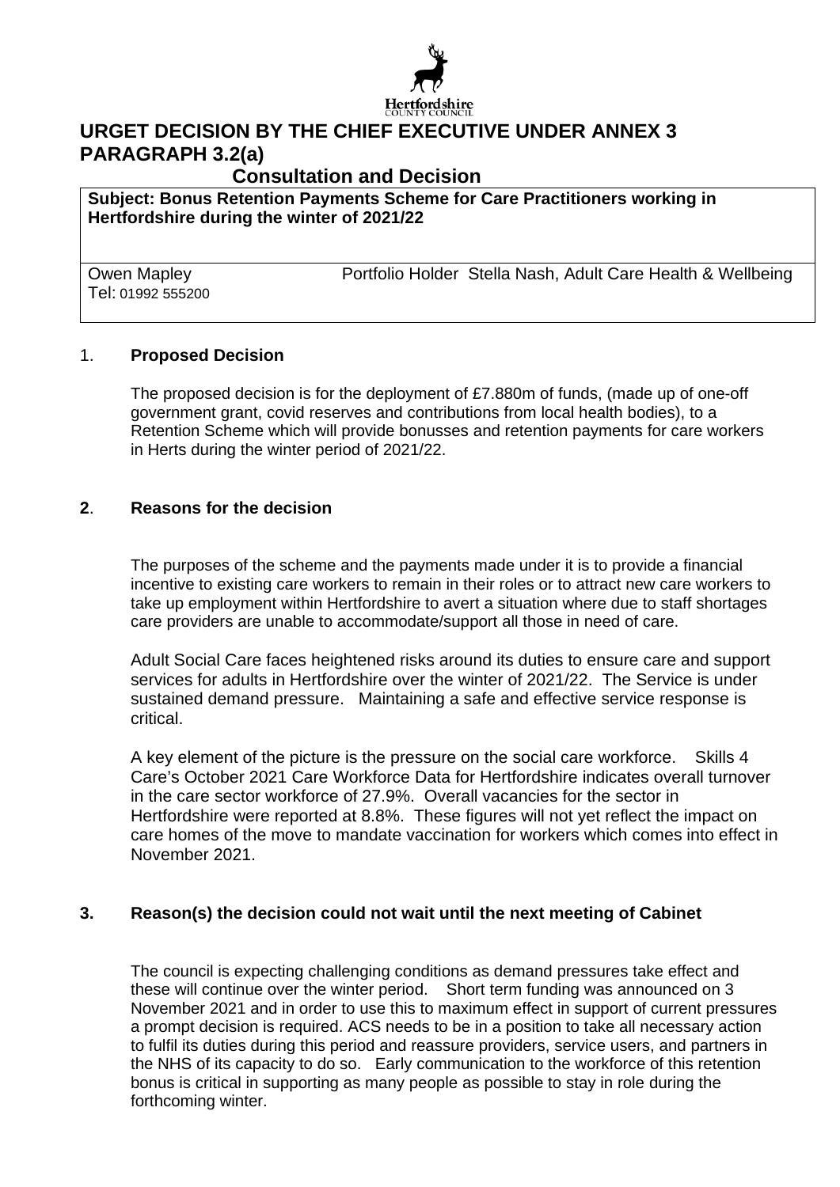Hertfordshire
COUNTY COUNCIL

# URGET DECISION BY THE CHIEF EXECUTIVE UNDER ANNEX 3 PARAGRAPH 3.2(a)

## Consultation and Decision

| **Subject: Bonus Retention Payments Scheme for Care Practitioners working in Hertfordshire during the winter of 2021/22** | |
|---|---|
| Owen Mapley<br>Tel: 01992 555200 | Portfolio Holder Stella Nash, Adult Care Health & Wellbeing |

### 1. **Proposed Decision**

The proposed decision is for the deployment of £7.880m of funds, (made up of one-off government grant, covid reserves and contributions from local health bodies), to a Retention Scheme which will provide bonusses and retention payments for care workers in Herts during the winter period of 2021/22.

### **2**. **Reasons for the decision**

The purposes of the scheme and the payments made under it is to provide a financial incentive to existing care workers to remain in their roles or to attract new care workers to take up employment within Hertfordshire to avert a situation where due to staff shortages care providers are unable to accommodate/support all those in need of care.

Adult Social Care faces heightened risks around its duties to ensure care and support services for adults in Hertfordshire over the winter of 2021/22. The Service is under sustained demand pressure. Maintaining a safe and effective service response is critical.

A key element of the picture is the pressure on the social care workforce. Skills 4 Care's October 2021 Care Workforce Data for Hertfordshire indicates overall turnover in the care sector workforce of 27.9%. Overall vacancies for the sector in Hertfordshire were reported at 8.8%. These figures will not yet reflect the impact on care homes of the move to mandate vaccination for workers which comes into effect in November 2021.

### **3. Reason(s) the decision could not wait until the next meeting of Cabinet**

The council is expecting challenging conditions as demand pressures take effect and these will continue over the winter period. Short term funding was announced on 3 November 2021 and in order to use this to maximum effect in support of current pressures a prompt decision is required. ACS needs to be in a position to take all necessary action to fulfil its duties during this period and reassure providers, service users, and partners in the NHS of its capacity to do so. Early communication to the workforce of this retention bonus is critical in supporting as many people as possible to stay in role during the forthcoming winter.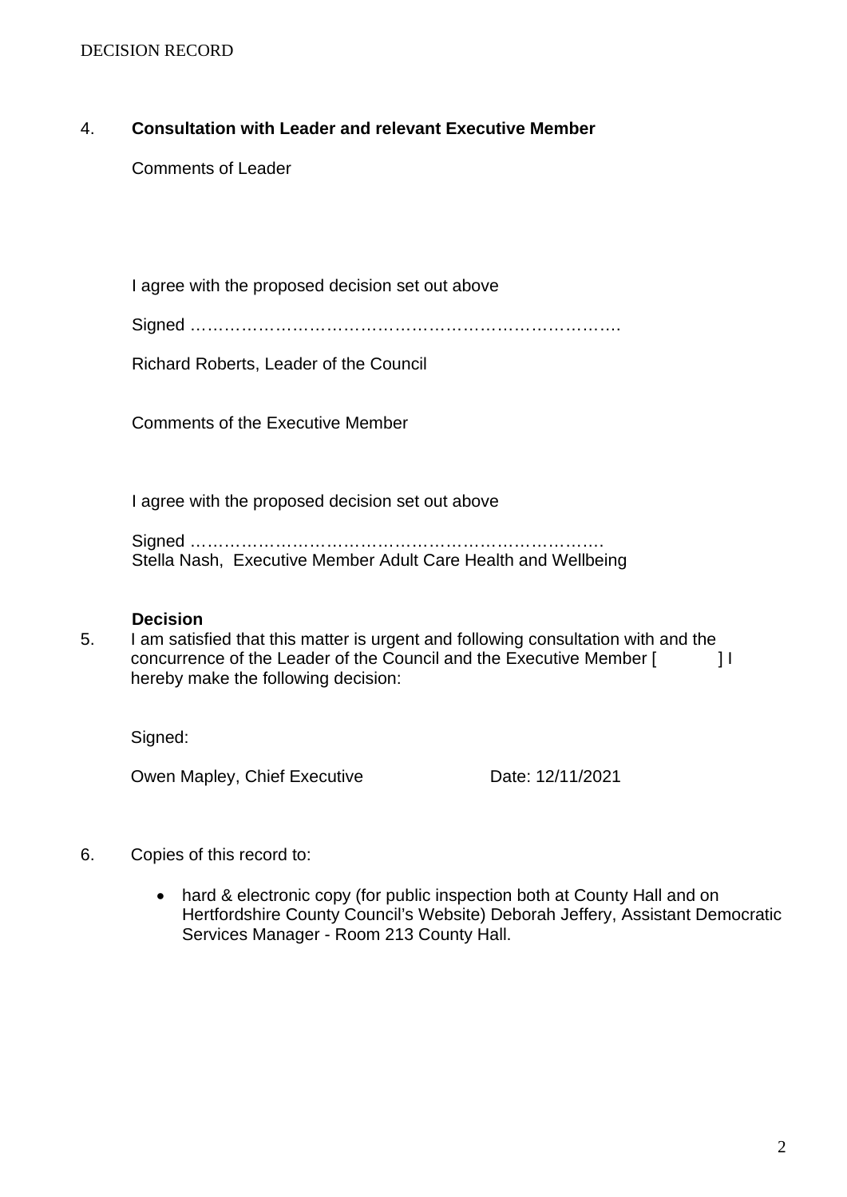DECISION RECORD

4. **Consultation with Leader and relevant Executive Member**

Comments of Leader

I agree with the proposed decision set out above

Signed ………………………………………………………………….

Richard Roberts, Leader of the Council

Comments of the Executive Member

I agree with the proposed decision set out above

Signed ………………………………………………………………
Stella Nash, Executive Member Adult Care Health and Wellbeing

**Decision**

5. I am satisfied that this matter is urgent and following consultation with and the concurrence of the Leader of the Council and the Executive Member [ ] I hereby make the following decision:

Signed:

Owen Mapley, Chief Executive Date: 12/11/2021

6. Copies of this record to:

- hard & electronic copy (for public inspection both at County Hall and on Hertfordshire County Council's Website) Deborah Jeffery, Assistant Democratic Services Manager - Room 213 County Hall.